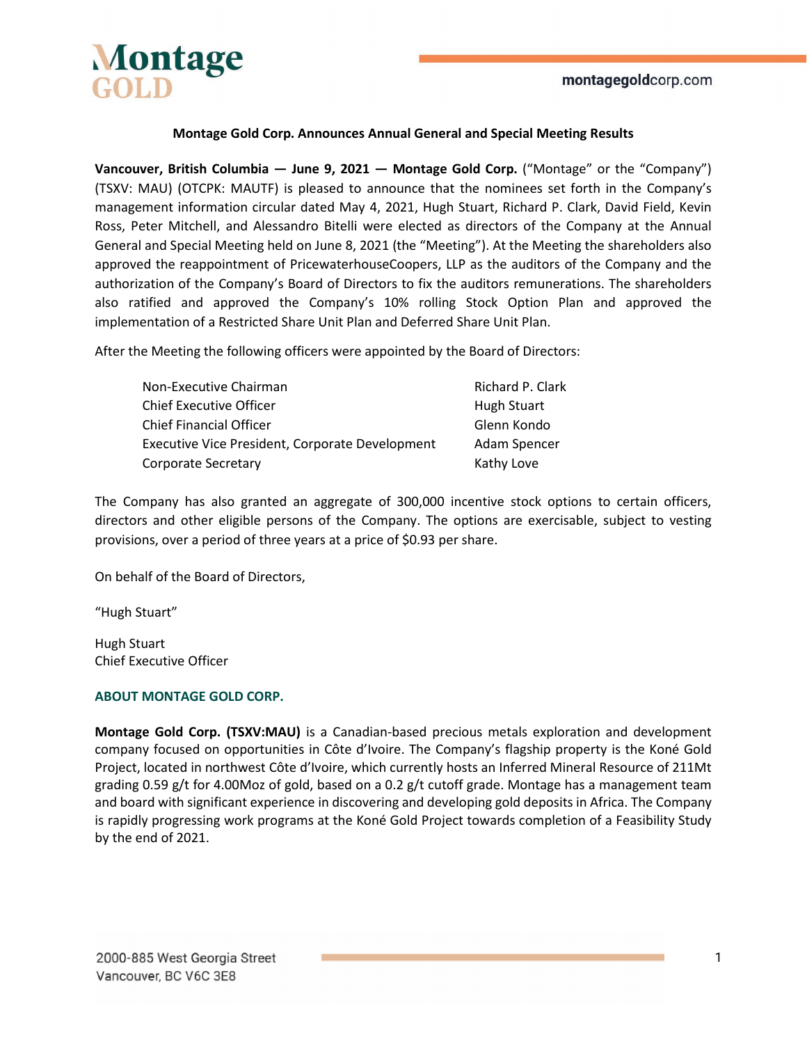Montage GOLD

montagegoldcorp.com

**Montage Gold Corp. Announces Annual General and Special Meeting Results**

**Vancouver, British Columbia — June 9, 2021 — Montage Gold Corp.** ("Montage" or the "Company") (TSXV: MAU) (OTCPK: MAUTF) is pleased to announce that the nominees set forth in the Company's management information circular dated May 4, 2021, Hugh Stuart, Richard P. Clark, David Field, Kevin Ross, Peter Mitchell, and Alessandro Bitelli were elected as directors of the Company at the Annual General and Special Meeting held on June 8, 2021 (the "Meeting"). At the Meeting the shareholders also approved the reappointment of PricewaterhouseCoopers, LLP as the auditors of the Company and the authorization of the Company's Board of Directors to fix the auditors remunerations. The shareholders also ratified and approved the Company's 10% rolling Stock Option Plan and approved the implementation of a Restricted Share Unit Plan and Deferred Share Unit Plan.

After the Meeting the following officers were appointed by the Board of Directors:

| | |
|---|---|
| Non-Executive Chairman | Richard P. Clark |
| Chief Executive Officer | Hugh Stuart |
| Chief Financial Officer | Glenn Kondo |
| Executive Vice President, Corporate Development | Adam Spencer |
| Corporate Secretary | Kathy Love |

The Company has also granted an aggregate of 300,000 incentive stock options to certain officers, directors and other eligible persons of the Company. The options are exercisable, subject to vesting provisions, over a period of three years at a price of $0.93 per share.

On behalf of the Board of Directors,

"Hugh Stuart"

Hugh Stuart
Chief Executive Officer

**ABOUT MONTAGE GOLD CORP.**

**Montage Gold Corp. (TSXV:MAU)** is a Canadian-based precious metals exploration and development company focused on opportunities in Côte d'Ivoire. The Company's flagship property is the Koné Gold Project, located in northwest Côte d'Ivoire, which currently hosts an Inferred Mineral Resource of 211Mt grading 0.59 g/t for 4.00Moz of gold, based on a 0.2 g/t cutoff grade. Montage has a management team and board with significant experience in discovering and developing gold deposits in Africa. The Company is rapidly progressing work programs at the Koné Gold Project towards completion of a Feasibility Study by the end of 2021.

2000-885 West Georgia Street
Vancouver, BC V6C 3E8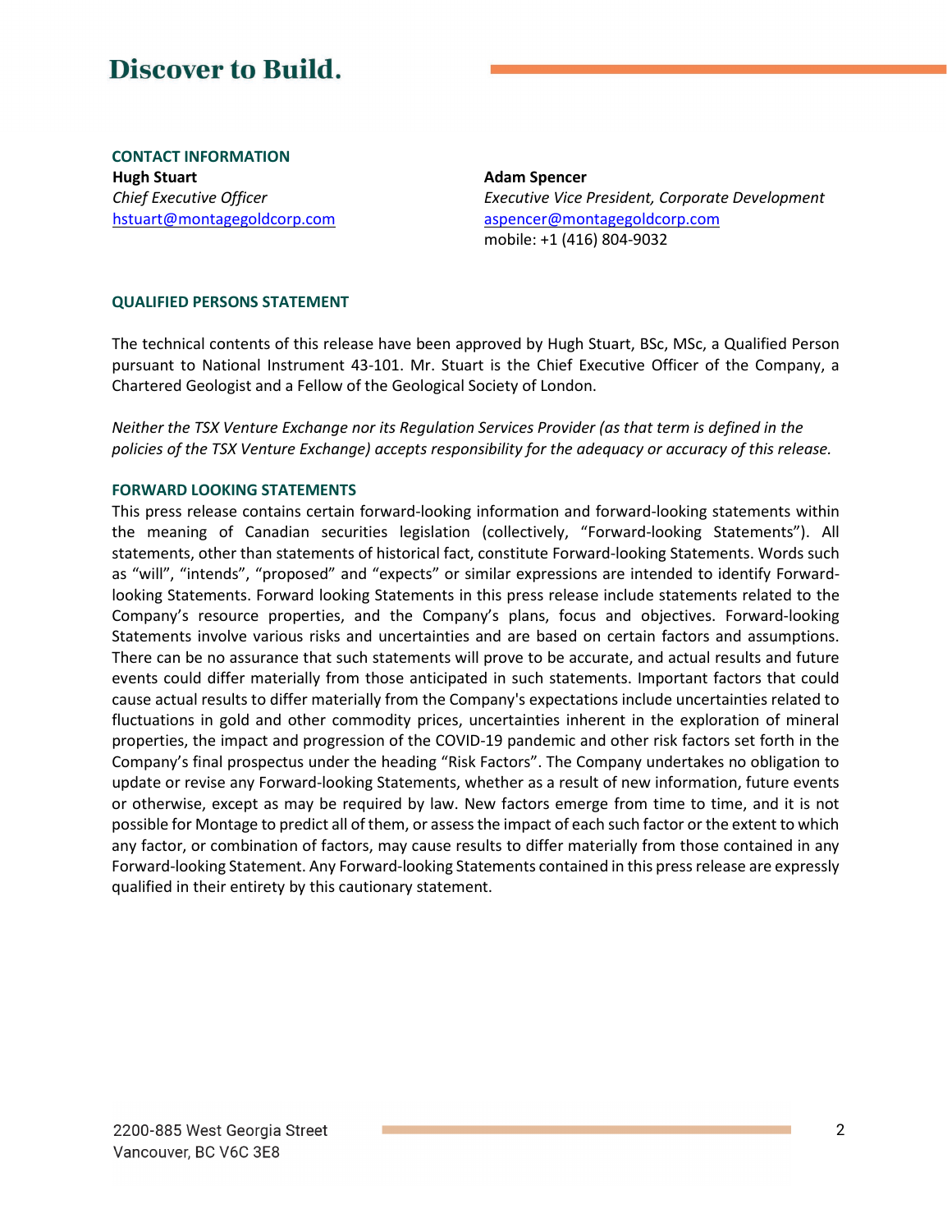**CONTACT INFORMATION**

**Hugh Stuart**
*Chief Executive Officer*
hstuart@montagegoldcorp.com

**Adam Spencer**
*Executive Vice President, Corporate Development*
aspencer@montagegoldcorp.com
mobile: +1 (416) 804-9032

**QUALIFIED PERSONS STATEMENT**

The technical contents of this release have been approved by Hugh Stuart, BSc, MSc, a Qualified Person pursuant to National Instrument 43-101. Mr. Stuart is the Chief Executive Officer of the Company, a Chartered Geologist and a Fellow of the Geological Society of London.

*Neither the TSX Venture Exchange nor its Regulation Services Provider (as that term is defined in the policies of the TSX Venture Exchange) accepts responsibility for the adequacy or accuracy of this release.*

**FORWARD LOOKING STATEMENTS**

This press release contains certain forward-looking information and forward-looking statements within the meaning of Canadian securities legislation (collectively, "Forward-looking Statements"). All statements, other than statements of historical fact, constitute Forward-looking Statements. Words such as "will", "intends", "proposed" and "expects" or similar expressions are intended to identify Forward-looking Statements. Forward looking Statements in this press release include statements related to the Company's resource properties, and the Company's plans, focus and objectives. Forward-looking Statements involve various risks and uncertainties and are based on certain factors and assumptions. There can be no assurance that such statements will prove to be accurate, and actual results and future events could differ materially from those anticipated in such statements. Important factors that could cause actual results to differ materially from the Company's expectations include uncertainties related to fluctuations in gold and other commodity prices, uncertainties inherent in the exploration of mineral properties, the impact and progression of the COVID-19 pandemic and other risk factors set forth in the Company's final prospectus under the heading "Risk Factors". The Company undertakes no obligation to update or revise any Forward-looking Statements, whether as a result of new information, future events or otherwise, except as may be required by law. New factors emerge from time to time, and it is not possible for Montage to predict all of them, or assess the impact of each such factor or the extent to which any factor, or combination of factors, may cause results to differ materially from those contained in any Forward-looking Statement. Any Forward-looking Statements contained in this press release are expressly qualified in their entirety by this cautionary statement.